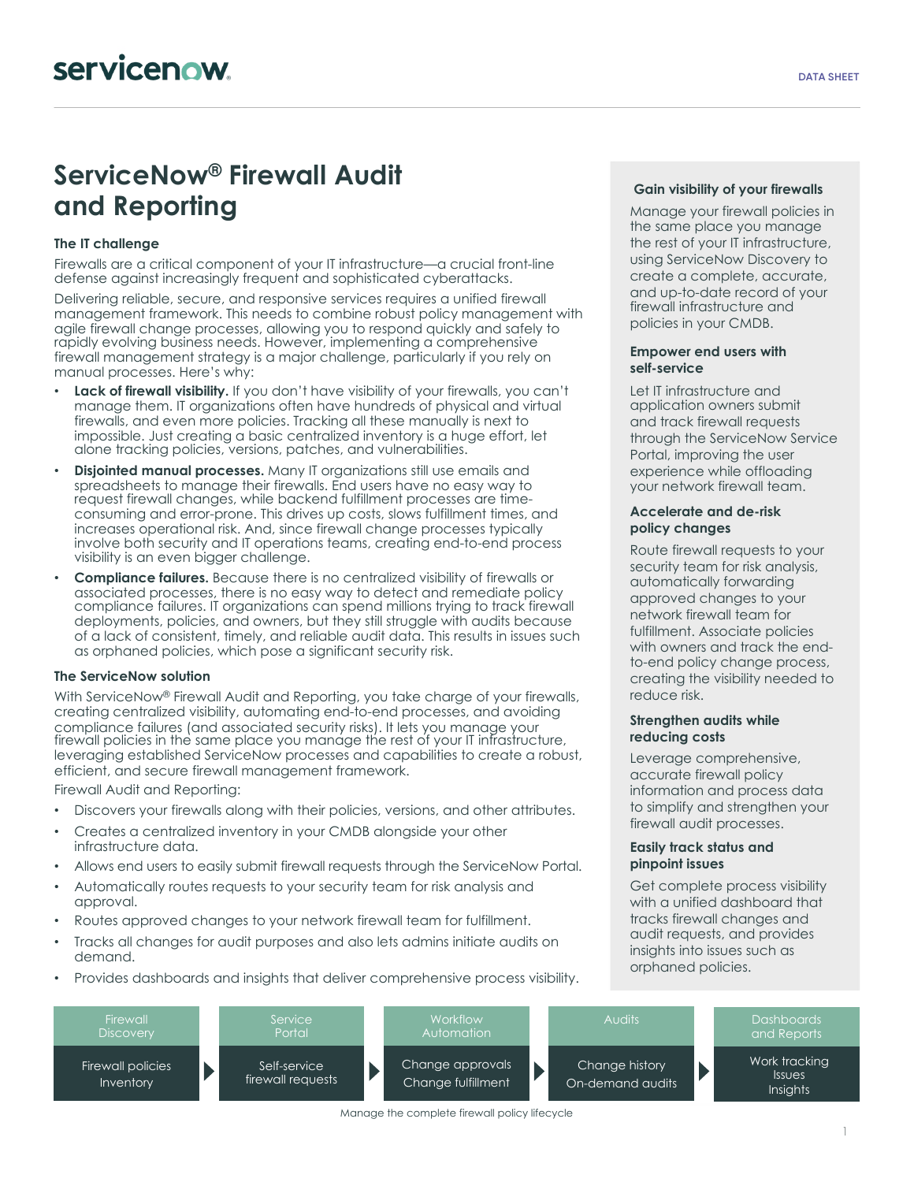# ServiceNow® Firewall Audit and Reporting

### The IT challenge

Firewalls are a critical component of your IT infrastructure—a crucial front-line defense against increasingly frequent and sophisticated cyberattacks.

Delivering reliable, secure, and responsive services requires a unified firewall management framework. This needs to combine robust policy management with agile firewall change processes, allowing you to respond quickly and safely to rapidly evolving business needs. However, implementing a comprehensive firewall management strategy is a major challenge, particularly if you rely on manual processes. Here's why:

- **Lack of firewall visibility.** If you don't have visibility of your firewalls, you can't manage them. IT organizations often have hundreds of physical and virtual firewalls, and even more policies. Tracking all these manually is next to impossible. Just creating a basic centralized inventory is a huge effort, let alone tracking policies, versions, patches, and vulnerabilities.
- **Disjointed manual processes.** Many IT organizations still use emails and spreadsheets to manage their firewalls. End users have no easy way to request firewall changes, while backend fulfillment processes are time-consuming and error-prone. This drives up costs, slows fulfillment times, and increases operational risk. And, since firewall change processes typically involve both security and IT operations teams, creating end-to-end process visibility is an even bigger challenge.
- **Compliance failures.** Because there is no centralized visibility of firewalls or associated processes, there is no easy way to detect and remediate policy compliance failures. IT organizations can spend millions trying to track firewall deployments, policies, and owners, but they still struggle with audits because of a lack of consistent, timely, and reliable audit data. This results in issues such as orphaned policies, which pose a significant security risk.

### The ServiceNow solution

With ServiceNow® Firewall Audit and Reporting, you take charge of your firewalls, creating centralized visibility, automating end-to-end processes, and avoiding compliance failures (and associated security risks). It lets you manage your firewall policies in the same place you manage the rest of your IT infrastructure, leveraging established ServiceNow processes and capabilities to create a robust, efficient, and secure firewall management framework.

Firewall Audit and Reporting:

- Discovers your firewalls along with their policies, versions, and other attributes.
- Creates a centralized inventory in your CMDB alongside your other infrastructure data.
- Allows end users to easily submit firewall requests through the ServiceNow Portal.
- Automatically routes requests to your security team for risk analysis and approval.
- Routes approved changes to your network firewall team for fulfillment.
- Tracks all changes for audit purposes and also lets admins initiate audits on demand.
- Provides dashboards and insights that deliver comprehensive process visibility.

### Gain visibility of your firewalls

Manage your firewall policies in the same place you manage the rest of your IT infrastructure, using ServiceNow Discovery to create a complete, accurate, and up-to-date record of your firewall infrastructure and policies in your CMDB.

### Empower end users with self-service

Let IT infrastructure and application owners submit and track firewall requests through the ServiceNow Service Portal, improving the user experience while offloading your network firewall team.

### Accelerate and de-risk policy changes

Route firewall requests to your security team for risk analysis, automatically forwarding approved changes to your network firewall team for fulfillment. Associate policies with owners and track the end-to-end policy change process, creating the visibility needed to reduce risk.

### Strengthen audits while reducing costs

Leverage comprehensive, accurate firewall policy information and process data to simplify and strengthen your firewall audit processes.

### Easily track status and pinpoint issues

Get complete process visibility with a unified dashboard that tracks firewall changes and audit requests, and provides insights into issues such as orphaned policies.

| Firewall Discovery | Service Portal | Workflow Automation | Audits | Dashboards and Reports |
|---|---|---|---|---|
| Firewall policies<br>Inventory | Self-service firewall requests | Change approvals<br>Change fulfillment | Change history<br>On-demand audits | Work tracking<br>Issues<br>Insights |

Manage the complete firewall policy lifecycle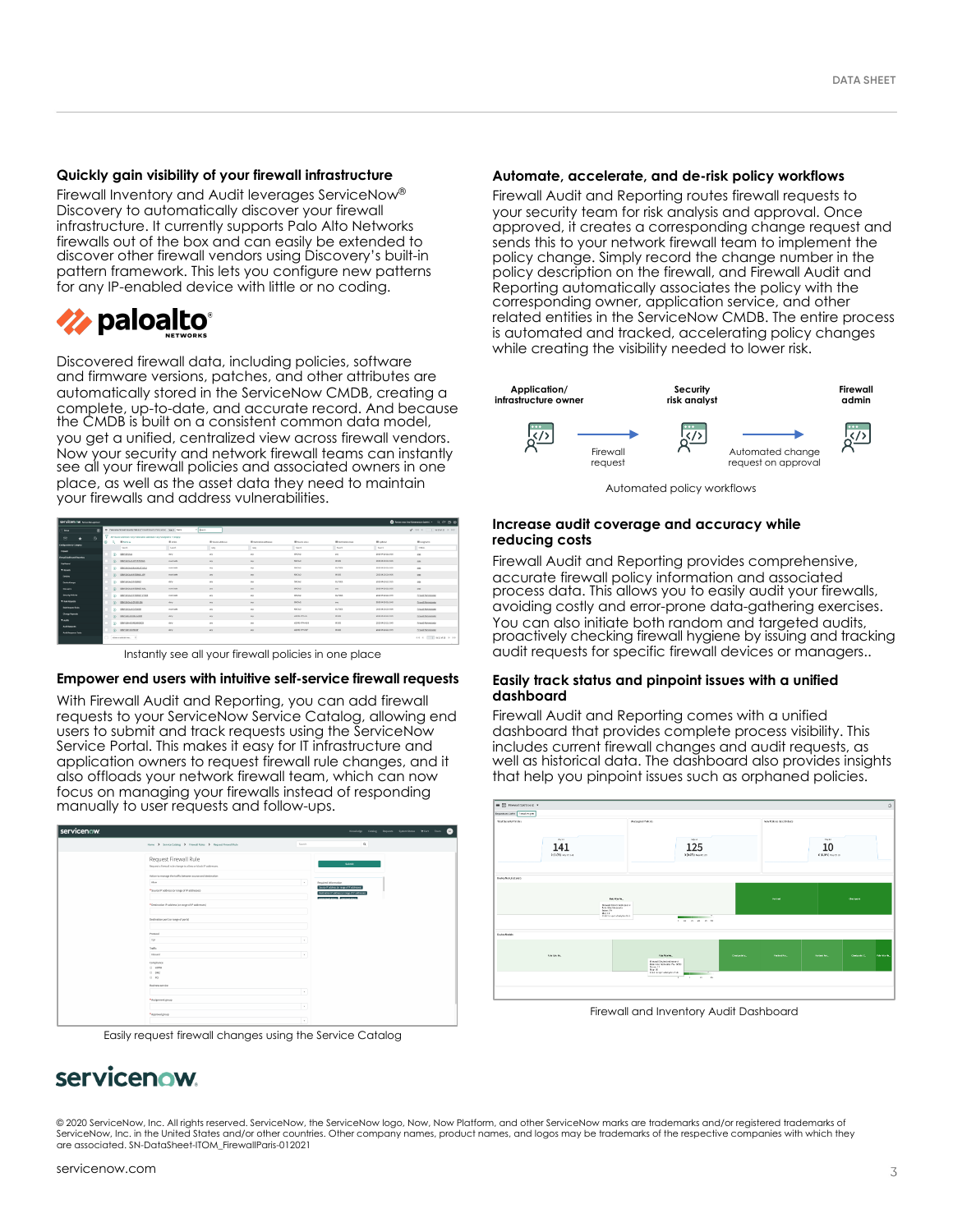## Quickly gain visibility of your firewall infrastructure

Firewall Inventory and Audit leverages ServiceNow® Discovery to automatically discover your firewall infrastructure. It currently supports Palo Alto Networks firewalls out of the box and can easily be extended to discover other firewall vendors using Discovery's built-in pattern framework. This lets you configure new patterns for any IP-enabled device with little or no coding.

Discovered firewall data, including policies, software and firmware versions, patches, and other attributes are automatically stored in the ServiceNow CMDB, creating a complete, up-to-date, and accurate record. And because the CMDB is built on a consistent common data model, you get a unified, centralized view across firewall vendors. Now your security and network firewall teams can instantly see all your firewall policies and associated owners in one place, as well as the asset data they need to maintain your firewalls and address vulnerabilities.

Instantly see all your firewall policies in one place

## Empower end users with intuitive self-service firewall requests

With Firewall Audit and Reporting, you can add firewall requests to your ServiceNow Service Catalog, allowing end users to submit and track requests using the ServiceNow Service Portal. This makes it easy for IT infrastructure and application owners to request firewall rule changes, and it also offloads your network firewall team, which can now focus on managing your firewalls instead of responding manually to user requests and follow-ups.

Easily request firewall changes using the Service Catalog

## Automate, accelerate, and de-risk policy workflows

Firewall Audit and Reporting routes firewall requests to your security team for risk analysis and approval. Once approved, it creates a corresponding change request and sends this to your network firewall team to implement the policy change. Simply record the change number in the policy description on the firewall, and Firewall Audit and Reporting automatically associates the policy with the corresponding owner, application service, and other related entities in the ServiceNow CMDB. The entire process is automated and tracked, accelerating policy changes while creating the visibility needed to lower risk.

Application/ infrastructure owner

Firewall request

Security risk analyst

Automated change request on approval

Firewall admin

Automated policy workflows

## Increase audit coverage and accuracy while reducing costs

Firewall Audit and Reporting provides comprehensive, accurate firewall policy information and associated process data. This allows you to easily audit your firewalls, avoiding costly and error-prone data-gathering exercises. You can also initiate both random and targeted audits, proactively checking firewall hygiene by issuing and tracking audit requests for specific firewall devices or managers..

## Easily track status and pinpoint issues with a unified dashboard

Firewall Audit and Reporting comes with a unified dashboard that provides complete process visibility. This includes current firewall changes and audit requests, as well as historical data. The dashboard also provides insights that help you pinpoint issues such as orphaned policies.

Firewall and Inventory Audit Dashboard

© 2020 ServiceNow, Inc. All rights reserved. ServiceNow, the ServiceNow logo, Now, Now Platform, and other ServiceNow marks are trademarks and/or registered trademarks of ServiceNow, Inc. in the United States and/or other countries. Other company names, product names, and logos may be trademarks of the respective companies with which they are associated. SN-DataSheet-ITOM_FirewallParis-012021

servicenow.com